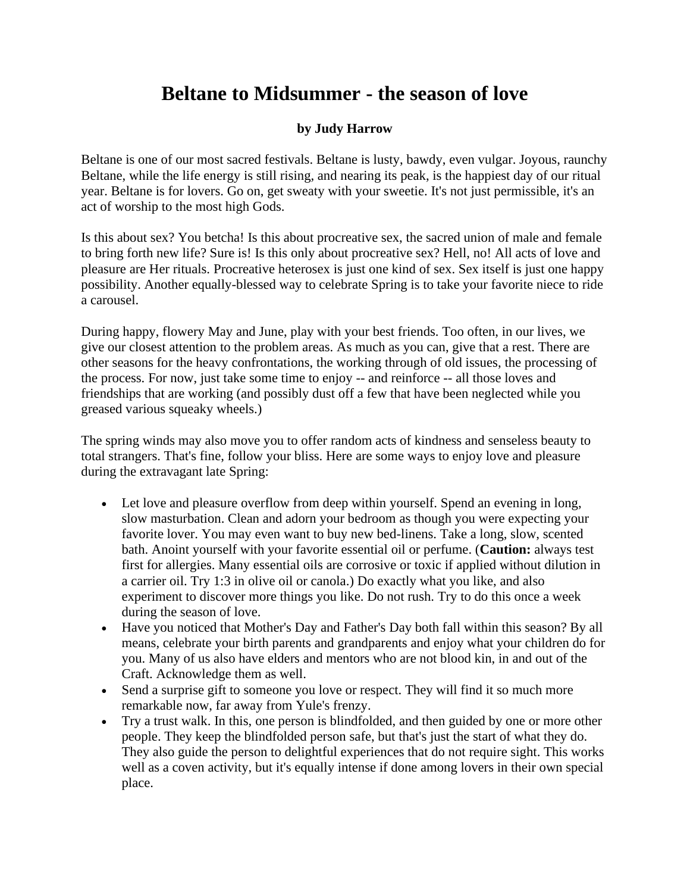# Beltane to Midsummer - the season of love

**by Judy Harrow**

Beltane is one of our most sacred festivals. Beltane is lusty, bawdy, even vulgar. Joyous, raunchy Beltane, while the life energy is still rising, and nearing its peak, is the happiest day of our ritual year. Beltane is for lovers. Go on, get sweaty with your sweetie. It's not just permissible, it's an act of worship to the most high Gods.

Is this about sex? You betcha! Is this about procreative sex, the sacred union of male and female to bring forth new life? Sure is! Is this only about procreative sex? Hell, no! All acts of love and pleasure are Her rituals. Procreative heterosex is just one kind of sex. Sex itself is just one happy possibility. Another equally-blessed way to celebrate Spring is to take your favorite niece to ride a carousel.

During happy, flowery May and June, play with your best friends. Too often, in our lives, we give our closest attention to the problem areas. As much as you can, give that a rest. There are other seasons for the heavy confrontations, the working through of old issues, the processing of the process. For now, just take some time to enjoy -- and reinforce -- all those loves and friendships that are working (and possibly dust off a few that have been neglected while you greased various squeaky wheels.)

The spring winds may also move you to offer random acts of kindness and senseless beauty to total strangers. That's fine, follow your bliss. Here are some ways to enjoy love and pleasure during the extravagant late Spring:

- Let love and pleasure overflow from deep within yourself. Spend an evening in long, slow masturbation. Clean and adorn your bedroom as though you were expecting your favorite lover. You may even want to buy new bed-linens. Take a long, slow, scented bath. Anoint yourself with your favorite essential oil or perfume. (**Caution:** always test first for allergies. Many essential oils are corrosive or toxic if applied without dilution in a carrier oil. Try 1:3 in olive oil or canola.) Do exactly what you like, and also experiment to discover more things you like. Do not rush. Try to do this once a week during the season of love.
- Have you noticed that Mother's Day and Father's Day both fall within this season? By all means, celebrate your birth parents and grandparents and enjoy what your children do for you. Many of us also have elders and mentors who are not blood kin, in and out of the Craft. Acknowledge them as well.
- Send a surprise gift to someone you love or respect. They will find it so much more remarkable now, far away from Yule's frenzy.
- Try a trust walk. In this, one person is blindfolded, and then guided by one or more other people. They keep the blindfolded person safe, but that's just the start of what they do. They also guide the person to delightful experiences that do not require sight. This works well as a coven activity, but it's equally intense if done among lovers in their own special place.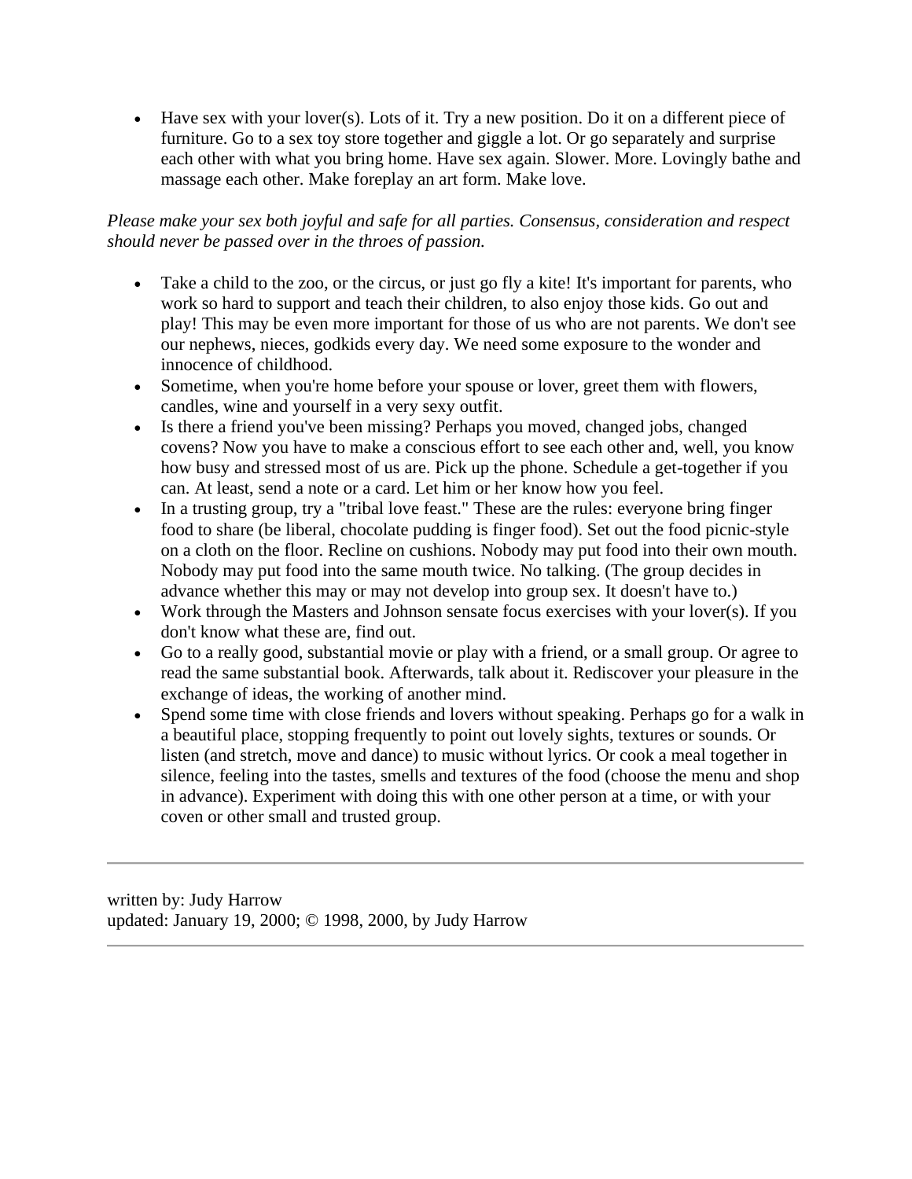- Have sex with your lover(s). Lots of it. Try a new position. Do it on a different piece of furniture. Go to a sex toy store together and giggle a lot. Or go separately and surprise each other with what you bring home. Have sex again. Slower. More. Lovingly bathe and massage each other. Make foreplay an art form. Make love.

*Please make your sex both joyful and safe for all parties. Consensus, consideration and respect should never be passed over in the throes of passion.*

- Take a child to the zoo, or the circus, or just go fly a kite! It's important for parents, who work so hard to support and teach their children, to also enjoy those kids. Go out and play! This may be even more important for those of us who are not parents. We don't see our nephews, nieces, godkids every day. We need some exposure to the wonder and innocence of childhood.
- Sometime, when you're home before your spouse or lover, greet them with flowers, candles, wine and yourself in a very sexy outfit.
- Is there a friend you've been missing? Perhaps you moved, changed jobs, changed covens? Now you have to make a conscious effort to see each other and, well, you know how busy and stressed most of us are. Pick up the phone. Schedule a get-together if you can. At least, send a note or a card. Let him or her know how you feel.
- In a trusting group, try a "tribal love feast." These are the rules: everyone bring finger food to share (be liberal, chocolate pudding is finger food). Set out the food picnic-style on a cloth on the floor. Recline on cushions. Nobody may put food into their own mouth. Nobody may put food into the same mouth twice. No talking. (The group decides in advance whether this may or may not develop into group sex. It doesn't have to.)
- Work through the Masters and Johnson sensate focus exercises with your lover(s). If you don't know what these are, find out.
- Go to a really good, substantial movie or play with a friend, or a small group. Or agree to read the same substantial book. Afterwards, talk about it. Rediscover your pleasure in the exchange of ideas, the working of another mind.
- Spend some time with close friends and lovers without speaking. Perhaps go for a walk in a beautiful place, stopping frequently to point out lovely sights, textures or sounds. Or listen (and stretch, move and dance) to music without lyrics. Or cook a meal together in silence, feeling into the tastes, smells and textures of the food (choose the menu and shop in advance). Experiment with doing this with one other person at a time, or with your coven or other small and trusted group.

---

written by: Judy Harrow
updated: January 19, 2000; © 1998, 2000, by Judy Harrow

---